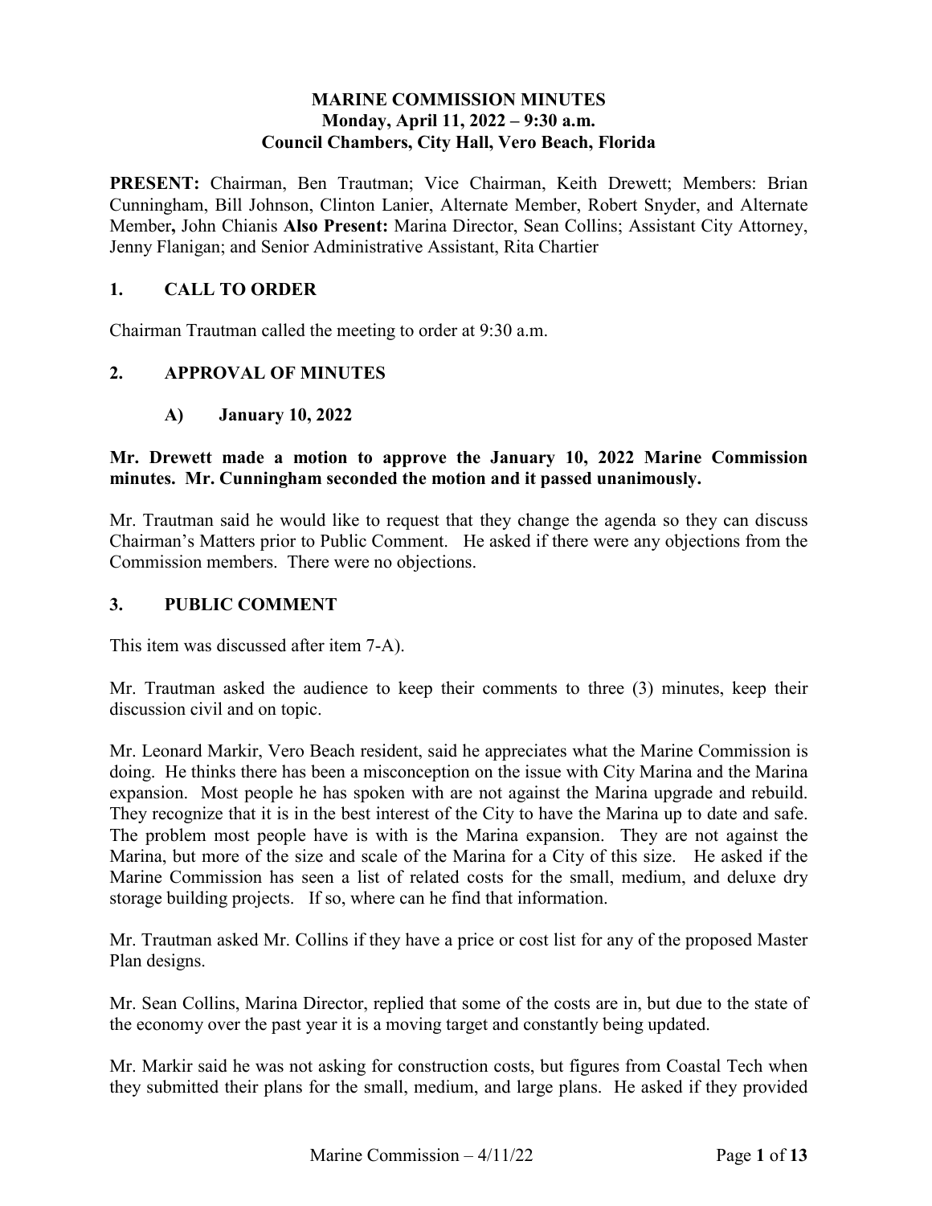**MARINE COMMISSION MINUTES**
**Monday, April 11, 2022 – 9:30 a.m.**
**Council Chambers, City Hall, Vero Beach, Florida**

**PRESENT:** Chairman, Ben Trautman; Vice Chairman, Keith Drewett; Members: Brian Cunningham, Bill Johnson, Clinton Lanier, Alternate Member, Robert Snyder, and Alternate Member**,** John Chianis **Also Present:** Marina Director, Sean Collins; Assistant City Attorney, Jenny Flanigan; and Senior Administrative Assistant, Rita Chartier

## 1. CALL TO ORDER

Chairman Trautman called the meeting to order at 9:30 a.m.

## 2. APPROVAL OF MINUTES

### A) January 10, 2022

**Mr. Drewett made a motion to approve the January 10, 2022 Marine Commission minutes. Mr. Cunningham seconded the motion and it passed unanimously.**

Mr. Trautman said he would like to request that they change the agenda so they can discuss Chairman's Matters prior to Public Comment. He asked if there were any objections from the Commission members. There were no objections.

## 3. PUBLIC COMMENT

This item was discussed after item 7-A).

Mr. Trautman asked the audience to keep their comments to three (3) minutes, keep their discussion civil and on topic.

Mr. Leonard Markir, Vero Beach resident, said he appreciates what the Marine Commission is doing. He thinks there has been a misconception on the issue with City Marina and the Marina expansion. Most people he has spoken with are not against the Marina upgrade and rebuild. They recognize that it is in the best interest of the City to have the Marina up to date and safe. The problem most people have is with is the Marina expansion. They are not against the Marina, but more of the size and scale of the Marina for a City of this size. He asked if the Marine Commission has seen a list of related costs for the small, medium, and deluxe dry storage building projects. If so, where can he find that information.

Mr. Trautman asked Mr. Collins if they have a price or cost list for any of the proposed Master Plan designs.

Mr. Sean Collins, Marina Director, replied that some of the costs are in, but due to the state of the economy over the past year it is a moving target and constantly being updated.

Mr. Markir said he was not asking for construction costs, but figures from Coastal Tech when they submitted their plans for the small, medium, and large plans. He asked if they provided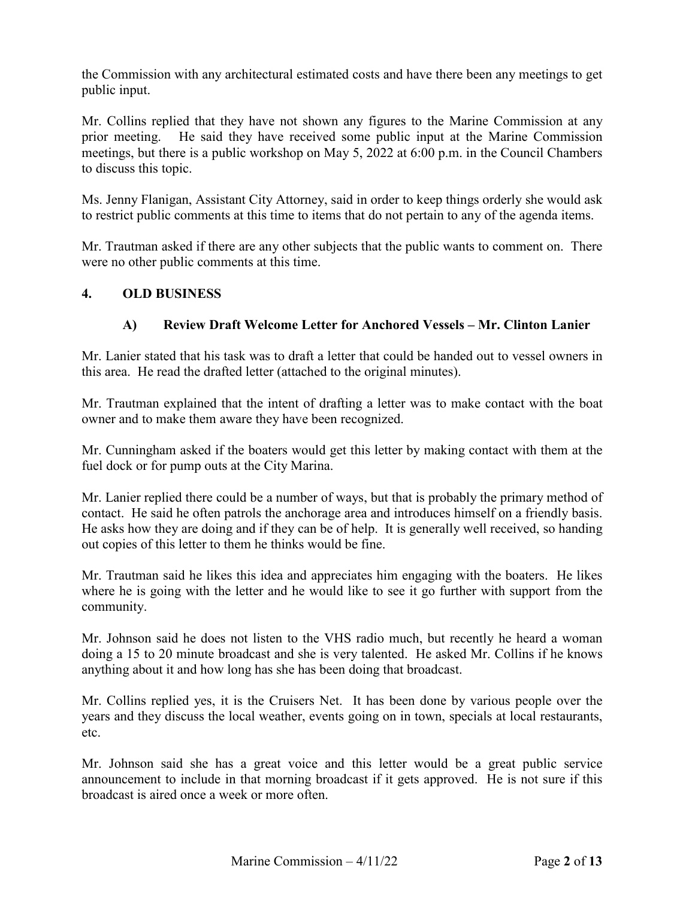the Commission with any architectural estimated costs and have there been any meetings to get public input.

Mr. Collins replied that they have not shown any figures to the Marine Commission at any prior meeting. He said they have received some public input at the Marine Commission meetings, but there is a public workshop on May 5, 2022 at 6:00 p.m. in the Council Chambers to discuss this topic.

Ms. Jenny Flanigan, Assistant City Attorney, said in order to keep things orderly she would ask to restrict public comments at this time to items that do not pertain to any of the agenda items.

Mr. Trautman asked if there are any other subjects that the public wants to comment on. There were no other public comments at this time.

## 4. OLD BUSINESS

### A) Review Draft Welcome Letter for Anchored Vessels – Mr. Clinton Lanier

Mr. Lanier stated that his task was to draft a letter that could be handed out to vessel owners in this area. He read the drafted letter (attached to the original minutes).

Mr. Trautman explained that the intent of drafting a letter was to make contact with the boat owner and to make them aware they have been recognized.

Mr. Cunningham asked if the boaters would get this letter by making contact with them at the fuel dock or for pump outs at the City Marina.

Mr. Lanier replied there could be a number of ways, but that is probably the primary method of contact. He said he often patrols the anchorage area and introduces himself on a friendly basis. He asks how they are doing and if they can be of help. It is generally well received, so handing out copies of this letter to them he thinks would be fine.

Mr. Trautman said he likes this idea and appreciates him engaging with the boaters. He likes where he is going with the letter and he would like to see it go further with support from the community.

Mr. Johnson said he does not listen to the VHS radio much, but recently he heard a woman doing a 15 to 20 minute broadcast and she is very talented. He asked Mr. Collins if he knows anything about it and how long has she has been doing that broadcast.

Mr. Collins replied yes, it is the Cruisers Net. It has been done by various people over the years and they discuss the local weather, events going on in town, specials at local restaurants, etc.

Mr. Johnson said she has a great voice and this letter would be a great public service announcement to include in that morning broadcast if it gets approved. He is not sure if this broadcast is aired once a week or more often.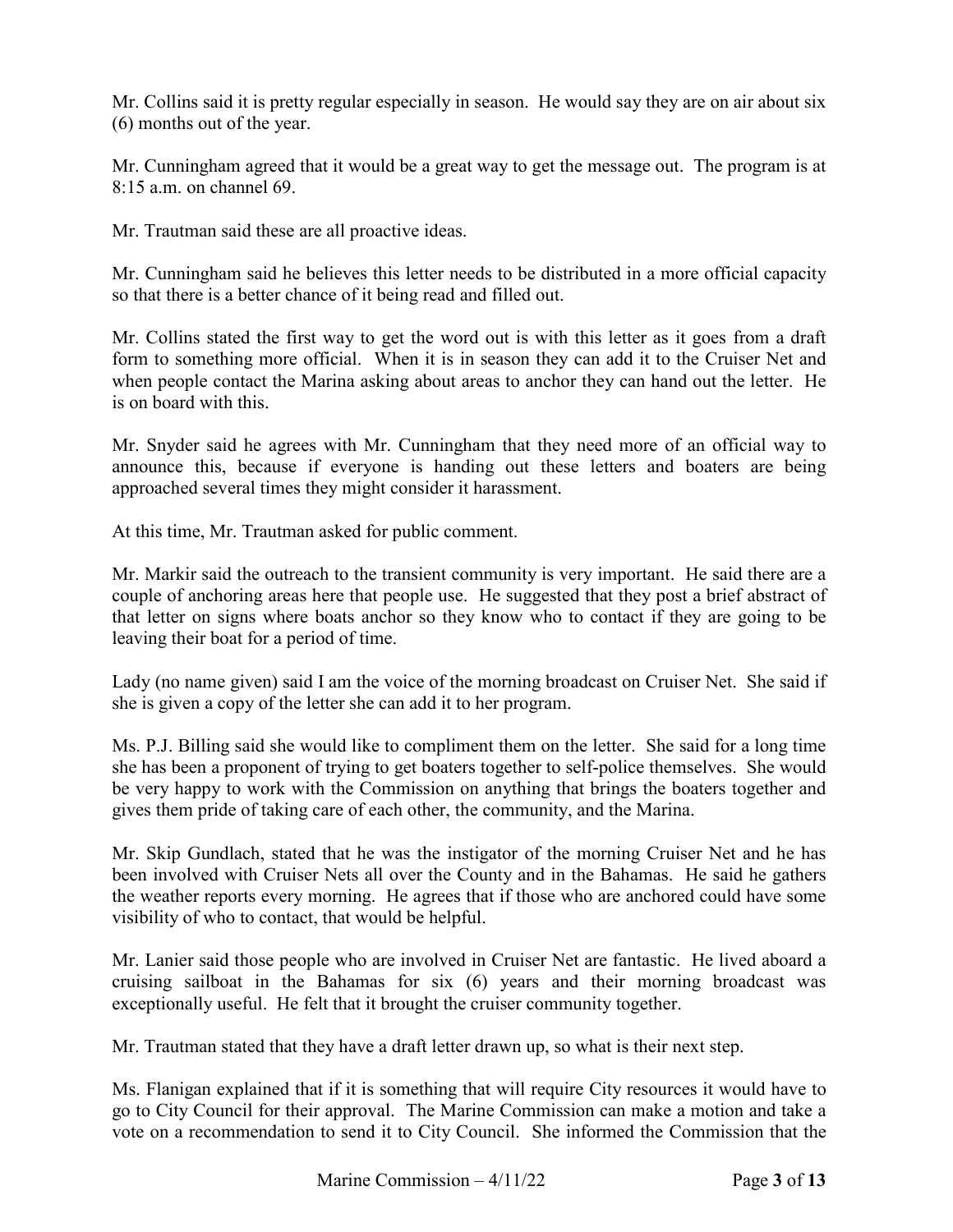Mr. Collins said it is pretty regular especially in season. He would say they are on air about six (6) months out of the year.

Mr. Cunningham agreed that it would be a great way to get the message out. The program is at 8:15 a.m. on channel 69.

Mr. Trautman said these are all proactive ideas.

Mr. Cunningham said he believes this letter needs to be distributed in a more official capacity so that there is a better chance of it being read and filled out.

Mr. Collins stated the first way to get the word out is with this letter as it goes from a draft form to something more official. When it is in season they can add it to the Cruiser Net and when people contact the Marina asking about areas to anchor they can hand out the letter. He is on board with this.

Mr. Snyder said he agrees with Mr. Cunningham that they need more of an official way to announce this, because if everyone is handing out these letters and boaters are being approached several times they might consider it harassment.

At this time, Mr. Trautman asked for public comment.

Mr. Markir said the outreach to the transient community is very important. He said there are a couple of anchoring areas here that people use. He suggested that they post a brief abstract of that letter on signs where boats anchor so they know who to contact if they are going to be leaving their boat for a period of time.

Lady (no name given) said I am the voice of the morning broadcast on Cruiser Net. She said if she is given a copy of the letter she can add it to her program.

Ms. P.J. Billing said she would like to compliment them on the letter. She said for a long time she has been a proponent of trying to get boaters together to self-police themselves. She would be very happy to work with the Commission on anything that brings the boaters together and gives them pride of taking care of each other, the community, and the Marina.

Mr. Skip Gundlach, stated that he was the instigator of the morning Cruiser Net and he has been involved with Cruiser Nets all over the County and in the Bahamas. He said he gathers the weather reports every morning. He agrees that if those who are anchored could have some visibility of who to contact, that would be helpful.

Mr. Lanier said those people who are involved in Cruiser Net are fantastic. He lived aboard a cruising sailboat in the Bahamas for six (6) years and their morning broadcast was exceptionally useful. He felt that it brought the cruiser community together.

Mr. Trautman stated that they have a draft letter drawn up, so what is their next step.

Ms. Flanigan explained that if it is something that will require City resources it would have to go to City Council for their approval. The Marine Commission can make a motion and take a vote on a recommendation to send it to City Council. She informed the Commission that the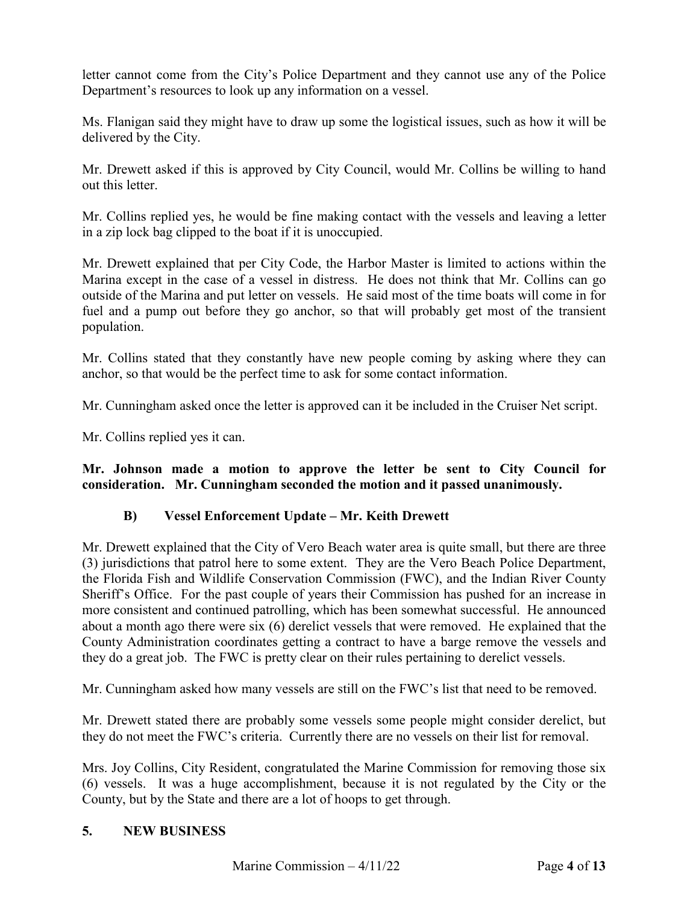letter cannot come from the City's Police Department and they cannot use any of the Police Department's resources to look up any information on a vessel.

Ms. Flanigan said they might have to draw up some the logistical issues, such as how it will be delivered by the City.

Mr. Drewett asked if this is approved by City Council, would Mr. Collins be willing to hand out this letter.

Mr. Collins replied yes, he would be fine making contact with the vessels and leaving a letter in a zip lock bag clipped to the boat if it is unoccupied.

Mr. Drewett explained that per City Code, the Harbor Master is limited to actions within the Marina except in the case of a vessel in distress. He does not think that Mr. Collins can go outside of the Marina and put letter on vessels. He said most of the time boats will come in for fuel and a pump out before they go anchor, so that will probably get most of the transient population.

Mr. Collins stated that they constantly have new people coming by asking where they can anchor, so that would be the perfect time to ask for some contact information.

Mr. Cunningham asked once the letter is approved can it be included in the Cruiser Net script.

Mr. Collins replied yes it can.

**Mr. Johnson made a motion to approve the letter be sent to City Council for consideration. Mr. Cunningham seconded the motion and it passed unanimously.**

### B) Vessel Enforcement Update – Mr. Keith Drewett

Mr. Drewett explained that the City of Vero Beach water area is quite small, but there are three (3) jurisdictions that patrol here to some extent. They are the Vero Beach Police Department, the Florida Fish and Wildlife Conservation Commission (FWC), and the Indian River County Sheriff's Office. For the past couple of years their Commission has pushed for an increase in more consistent and continued patrolling, which has been somewhat successful. He announced about a month ago there were six (6) derelict vessels that were removed. He explained that the County Administration coordinates getting a contract to have a barge remove the vessels and they do a great job. The FWC is pretty clear on their rules pertaining to derelict vessels.

Mr. Cunningham asked how many vessels are still on the FWC's list that need to be removed.

Mr. Drewett stated there are probably some vessels some people might consider derelict, but they do not meet the FWC's criteria. Currently there are no vessels on their list for removal.

Mrs. Joy Collins, City Resident, congratulated the Marine Commission for removing those six (6) vessels. It was a huge accomplishment, because it is not regulated by the City or the County, but by the State and there are a lot of hoops to get through.

## 5. NEW BUSINESS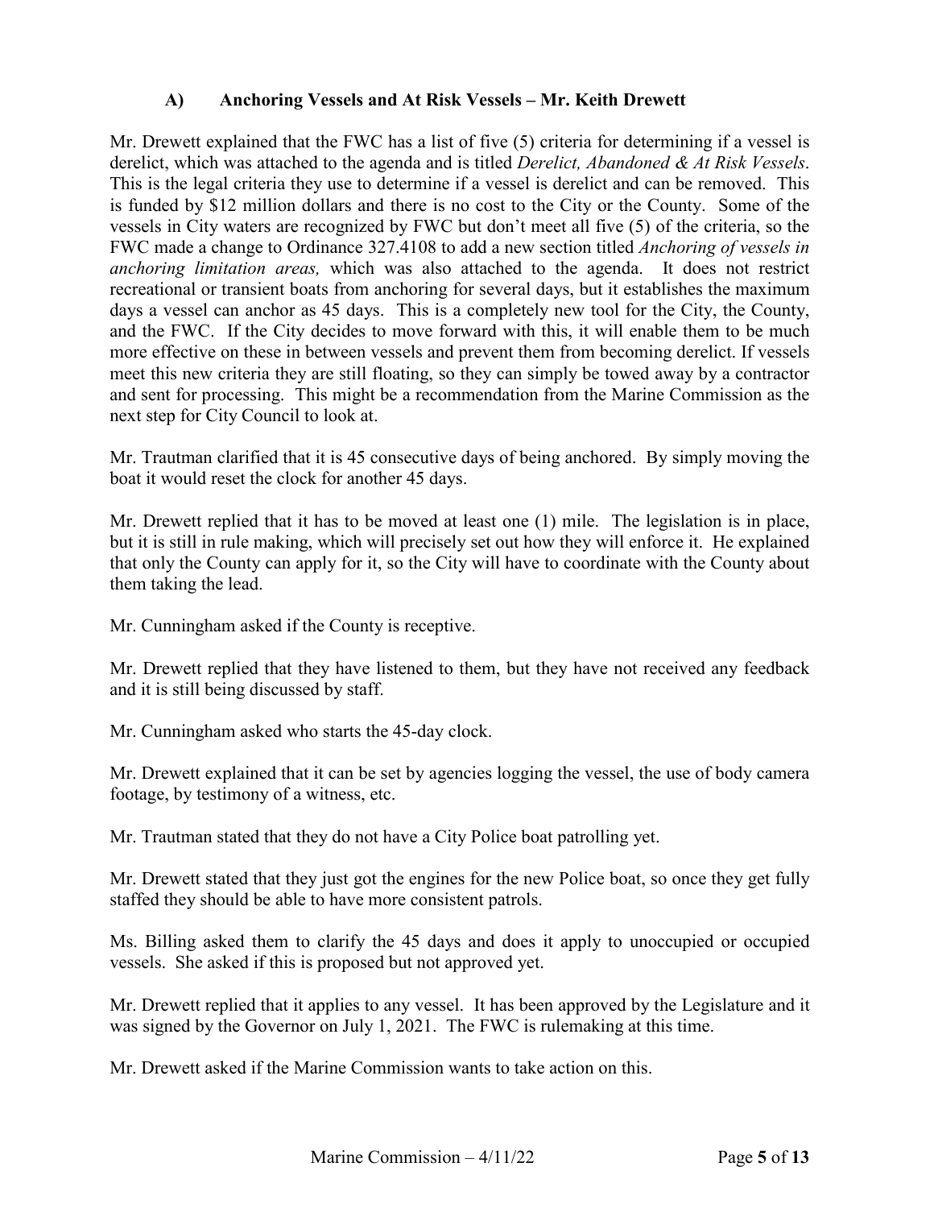### A) Anchoring Vessels and At Risk Vessels – Mr. Keith Drewett

Mr. Drewett explained that the FWC has a list of five (5) criteria for determining if a vessel is derelict, which was attached to the agenda and is titled *Derelict, Abandoned & At Risk Vessels*. This is the legal criteria they use to determine if a vessel is derelict and can be removed. This is funded by $12 million dollars and there is no cost to the City or the County. Some of the vessels in City waters are recognized by FWC but don't meet all five (5) of the criteria, so the FWC made a change to Ordinance 327.4108 to add a new section titled *Anchoring of vessels in anchoring limitation areas,* which was also attached to the agenda. It does not restrict recreational or transient boats from anchoring for several days, but it establishes the maximum days a vessel can anchor as 45 days. This is a completely new tool for the City, the County, and the FWC. If the City decides to move forward with this, it will enable them to be much more effective on these in between vessels and prevent them from becoming derelict. If vessels meet this new criteria they are still floating, so they can simply be towed away by a contractor and sent for processing. This might be a recommendation from the Marine Commission as the next step for City Council to look at.

Mr. Trautman clarified that it is 45 consecutive days of being anchored. By simply moving the boat it would reset the clock for another 45 days.

Mr. Drewett replied that it has to be moved at least one (1) mile. The legislation is in place, but it is still in rule making, which will precisely set out how they will enforce it. He explained that only the County can apply for it, so the City will have to coordinate with the County about them taking the lead.

Mr. Cunningham asked if the County is receptive.

Mr. Drewett replied that they have listened to them, but they have not received any feedback and it is still being discussed by staff.

Mr. Cunningham asked who starts the 45-day clock.

Mr. Drewett explained that it can be set by agencies logging the vessel, the use of body camera footage, by testimony of a witness, etc.

Mr. Trautman stated that they do not have a City Police boat patrolling yet.

Mr. Drewett stated that they just got the engines for the new Police boat, so once they get fully staffed they should be able to have more consistent patrols.

Ms. Billing asked them to clarify the 45 days and does it apply to unoccupied or occupied vessels. She asked if this is proposed but not approved yet.

Mr. Drewett replied that it applies to any vessel. It has been approved by the Legislature and it was signed by the Governor on July 1, 2021. The FWC is rulemaking at this time.

Mr. Drewett asked if the Marine Commission wants to take action on this.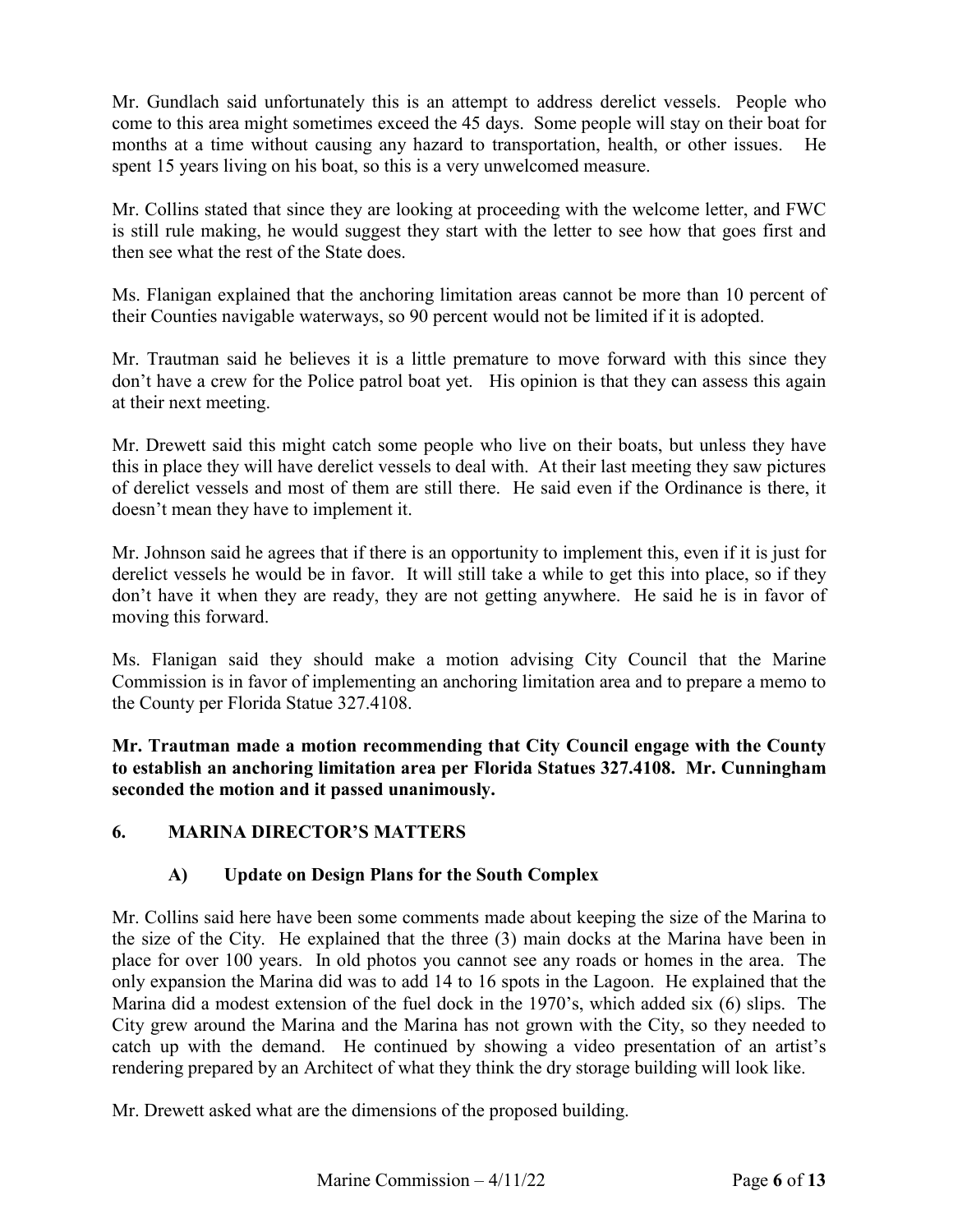Mr. Gundlach said unfortunately this is an attempt to address derelict vessels. People who come to this area might sometimes exceed the 45 days. Some people will stay on their boat for months at a time without causing any hazard to transportation, health, or other issues. He spent 15 years living on his boat, so this is a very unwelcomed measure.

Mr. Collins stated that since they are looking at proceeding with the welcome letter, and FWC is still rule making, he would suggest they start with the letter to see how that goes first and then see what the rest of the State does.

Ms. Flanigan explained that the anchoring limitation areas cannot be more than 10 percent of their Counties navigable waterways, so 90 percent would not be limited if it is adopted.

Mr. Trautman said he believes it is a little premature to move forward with this since they don't have a crew for the Police patrol boat yet. His opinion is that they can assess this again at their next meeting.

Mr. Drewett said this might catch some people who live on their boats, but unless they have this in place they will have derelict vessels to deal with. At their last meeting they saw pictures of derelict vessels and most of them are still there. He said even if the Ordinance is there, it doesn't mean they have to implement it.

Mr. Johnson said he agrees that if there is an opportunity to implement this, even if it is just for derelict vessels he would be in favor. It will still take a while to get this into place, so if they don't have it when they are ready, they are not getting anywhere. He said he is in favor of moving this forward.

Ms. Flanigan said they should make a motion advising City Council that the Marine Commission is in favor of implementing an anchoring limitation area and to prepare a memo to the County per Florida Statue 327.4108.

**Mr. Trautman made a motion recommending that City Council engage with the County to establish an anchoring limitation area per Florida Statues 327.4108. Mr. Cunningham seconded the motion and it passed unanimously.**

## 6. MARINA DIRECTOR'S MATTERS

### A) Update on Design Plans for the South Complex

Mr. Collins said here have been some comments made about keeping the size of the Marina to the size of the City. He explained that the three (3) main docks at the Marina have been in place for over 100 years. In old photos you cannot see any roads or homes in the area. The only expansion the Marina did was to add 14 to 16 spots in the Lagoon. He explained that the Marina did a modest extension of the fuel dock in the 1970's, which added six (6) slips. The City grew around the Marina and the Marina has not grown with the City, so they needed to catch up with the demand. He continued by showing a video presentation of an artist's rendering prepared by an Architect of what they think the dry storage building will look like.

Mr. Drewett asked what are the dimensions of the proposed building.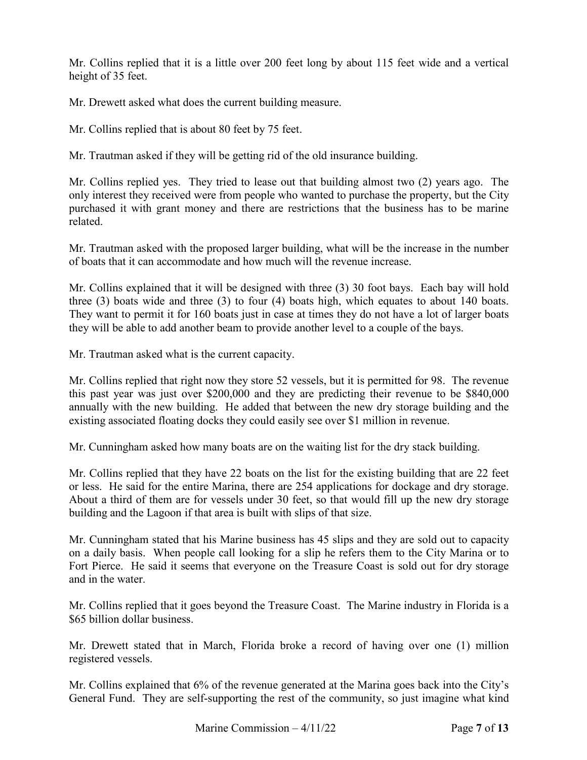Mr. Collins replied that it is a little over 200 feet long by about 115 feet wide and a vertical height of 35 feet.

Mr. Drewett asked what does the current building measure.

Mr. Collins replied that is about 80 feet by 75 feet.

Mr. Trautman asked if they will be getting rid of the old insurance building.

Mr. Collins replied yes. They tried to lease out that building almost two (2) years ago. The only interest they received were from people who wanted to purchase the property, but the City purchased it with grant money and there are restrictions that the business has to be marine related.

Mr. Trautman asked with the proposed larger building, what will be the increase in the number of boats that it can accommodate and how much will the revenue increase.

Mr. Collins explained that it will be designed with three (3) 30 foot bays. Each bay will hold three (3) boats wide and three (3) to four (4) boats high, which equates to about 140 boats. They want to permit it for 160 boats just in case at times they do not have a lot of larger boats they will be able to add another beam to provide another level to a couple of the bays.

Mr. Trautman asked what is the current capacity.

Mr. Collins replied that right now they store 52 vessels, but it is permitted for 98. The revenue this past year was just over $200,000 and they are predicting their revenue to be $840,000 annually with the new building. He added that between the new dry storage building and the existing associated floating docks they could easily see over $1 million in revenue.

Mr. Cunningham asked how many boats are on the waiting list for the dry stack building.

Mr. Collins replied that they have 22 boats on the list for the existing building that are 22 feet or less. He said for the entire Marina, there are 254 applications for dockage and dry storage. About a third of them are for vessels under 30 feet, so that would fill up the new dry storage building and the Lagoon if that area is built with slips of that size.

Mr. Cunningham stated that his Marine business has 45 slips and they are sold out to capacity on a daily basis. When people call looking for a slip he refers them to the City Marina or to Fort Pierce. He said it seems that everyone on the Treasure Coast is sold out for dry storage and in the water.

Mr. Collins replied that it goes beyond the Treasure Coast. The Marine industry in Florida is a $65 billion dollar business.

Mr. Drewett stated that in March, Florida broke a record of having over one (1) million registered vessels.

Mr. Collins explained that 6% of the revenue generated at the Marina goes back into the City's General Fund. They are self-supporting the rest of the community, so just imagine what kind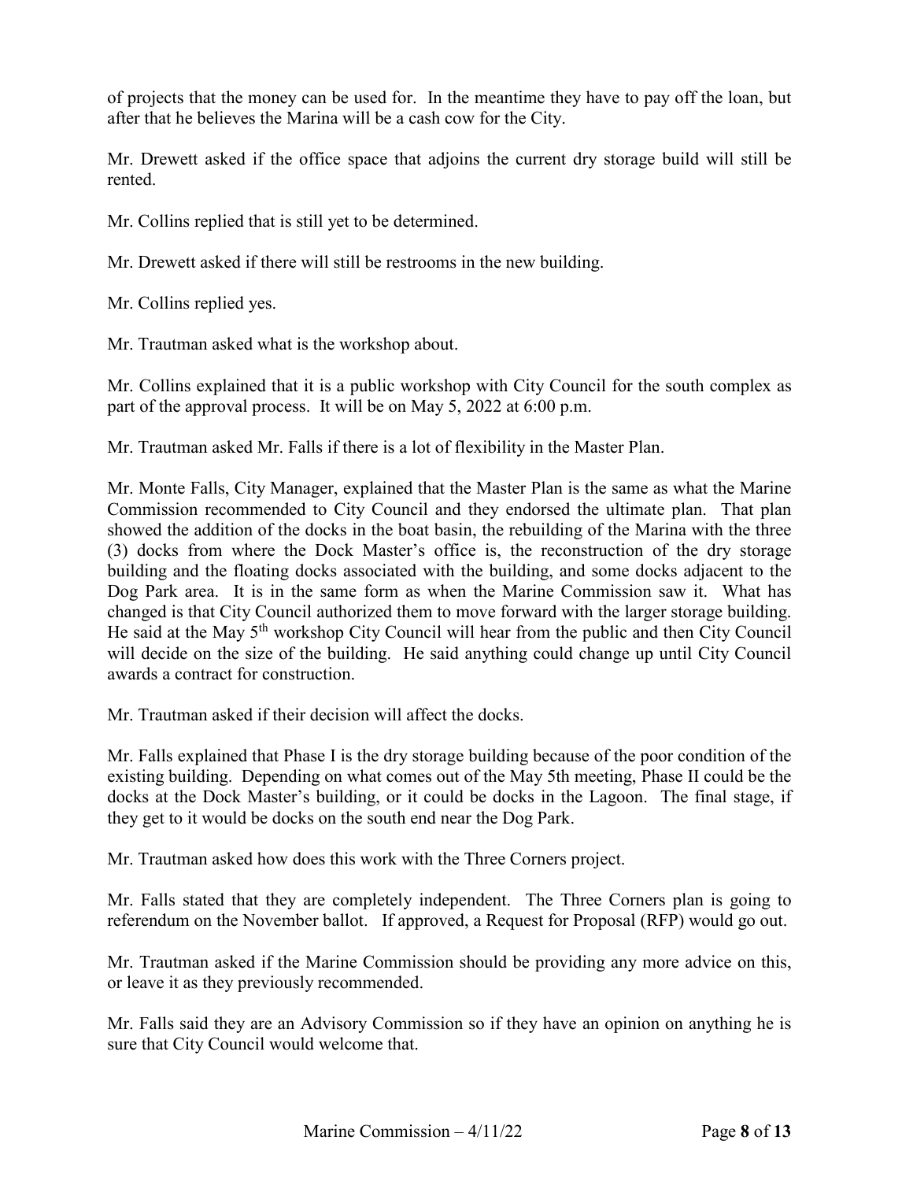of projects that the money can be used for. In the meantime they have to pay off the loan, but after that he believes the Marina will be a cash cow for the City.

Mr. Drewett asked if the office space that adjoins the current dry storage build will still be rented.

Mr. Collins replied that is still yet to be determined.

Mr. Drewett asked if there will still be restrooms in the new building.

Mr. Collins replied yes.

Mr. Trautman asked what is the workshop about.

Mr. Collins explained that it is a public workshop with City Council for the south complex as part of the approval process. It will be on May 5, 2022 at 6:00 p.m.

Mr. Trautman asked Mr. Falls if there is a lot of flexibility in the Master Plan.

Mr. Monte Falls, City Manager, explained that the Master Plan is the same as what the Marine Commission recommended to City Council and they endorsed the ultimate plan. That plan showed the addition of the docks in the boat basin, the rebuilding of the Marina with the three (3) docks from where the Dock Master's office is, the reconstruction of the dry storage building and the floating docks associated with the building, and some docks adjacent to the Dog Park area. It is in the same form as when the Marine Commission saw it. What has changed is that City Council authorized them to move forward with the larger storage building. He said at the May 5th workshop City Council will hear from the public and then City Council will decide on the size of the building. He said anything could change up until City Council awards a contract for construction.

Mr. Trautman asked if their decision will affect the docks.

Mr. Falls explained that Phase I is the dry storage building because of the poor condition of the existing building. Depending on what comes out of the May 5th meeting, Phase II could be the docks at the Dock Master's building, or it could be docks in the Lagoon. The final stage, if they get to it would be docks on the south end near the Dog Park.

Mr. Trautman asked how does this work with the Three Corners project.

Mr. Falls stated that they are completely independent. The Three Corners plan is going to referendum on the November ballot. If approved, a Request for Proposal (RFP) would go out.

Mr. Trautman asked if the Marine Commission should be providing any more advice on this, or leave it as they previously recommended.

Mr. Falls said they are an Advisory Commission so if they have an opinion on anything he is sure that City Council would welcome that.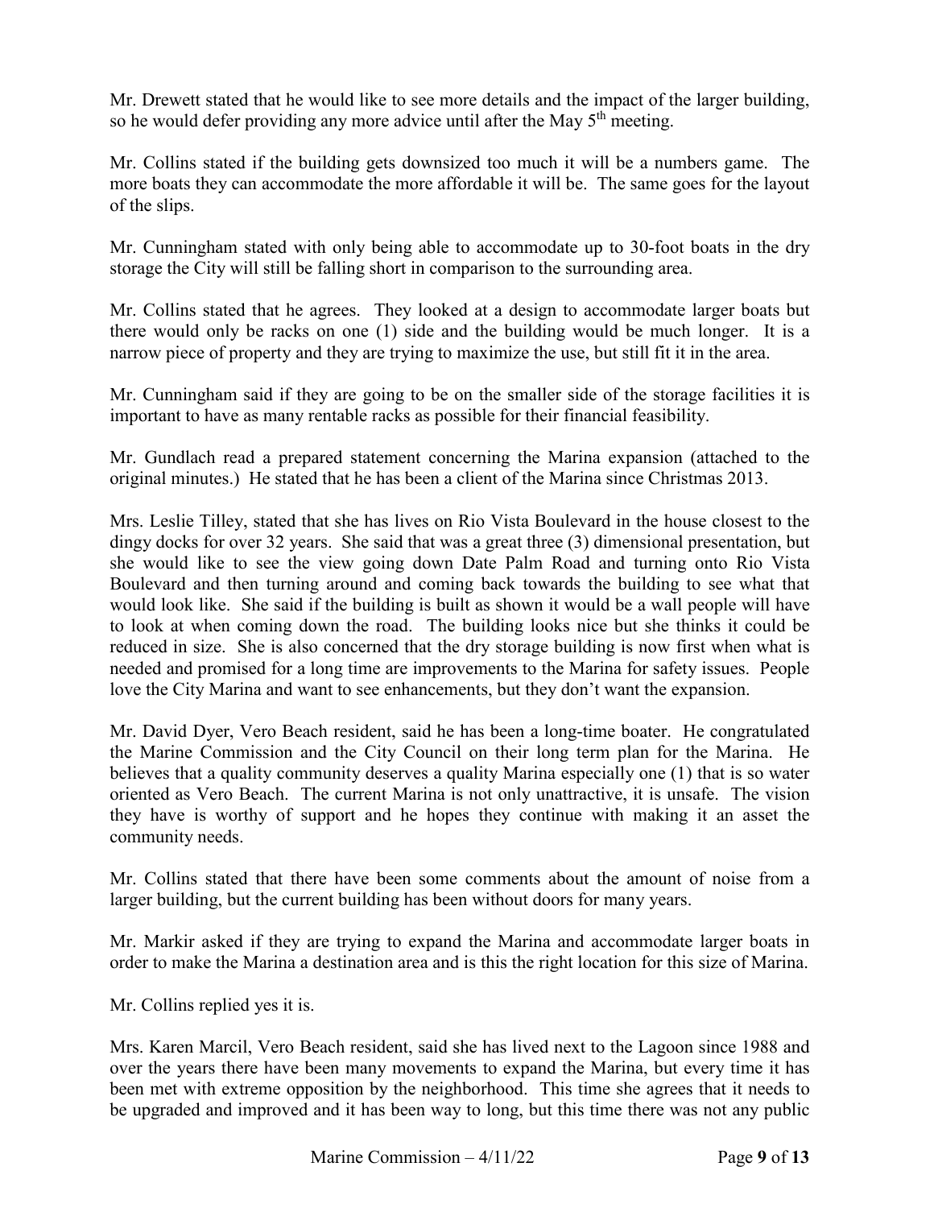Mr. Drewett stated that he would like to see more details and the impact of the larger building, so he would defer providing any more advice until after the May 5th meeting.

Mr. Collins stated if the building gets downsized too much it will be a numbers game. The more boats they can accommodate the more affordable it will be. The same goes for the layout of the slips.

Mr. Cunningham stated with only being able to accommodate up to 30-foot boats in the dry storage the City will still be falling short in comparison to the surrounding area.

Mr. Collins stated that he agrees. They looked at a design to accommodate larger boats but there would only be racks on one (1) side and the building would be much longer. It is a narrow piece of property and they are trying to maximize the use, but still fit it in the area.

Mr. Cunningham said if they are going to be on the smaller side of the storage facilities it is important to have as many rentable racks as possible for their financial feasibility.

Mr. Gundlach read a prepared statement concerning the Marina expansion (attached to the original minutes.) He stated that he has been a client of the Marina since Christmas 2013.

Mrs. Leslie Tilley, stated that she has lives on Rio Vista Boulevard in the house closest to the dingy docks for over 32 years. She said that was a great three (3) dimensional presentation, but she would like to see the view going down Date Palm Road and turning onto Rio Vista Boulevard and then turning around and coming back towards the building to see what that would look like. She said if the building is built as shown it would be a wall people will have to look at when coming down the road. The building looks nice but she thinks it could be reduced in size. She is also concerned that the dry storage building is now first when what is needed and promised for a long time are improvements to the Marina for safety issues. People love the City Marina and want to see enhancements, but they don't want the expansion.

Mr. David Dyer, Vero Beach resident, said he has been a long-time boater. He congratulated the Marine Commission and the City Council on their long term plan for the Marina. He believes that a quality community deserves a quality Marina especially one (1) that is so water oriented as Vero Beach. The current Marina is not only unattractive, it is unsafe. The vision they have is worthy of support and he hopes they continue with making it an asset the community needs.

Mr. Collins stated that there have been some comments about the amount of noise from a larger building, but the current building has been without doors for many years.

Mr. Markir asked if they are trying to expand the Marina and accommodate larger boats in order to make the Marina a destination area and is this the right location for this size of Marina.

Mr. Collins replied yes it is.

Mrs. Karen Marcil, Vero Beach resident, said she has lived next to the Lagoon since 1988 and over the years there have been many movements to expand the Marina, but every time it has been met with extreme opposition by the neighborhood. This time she agrees that it needs to be upgraded and improved and it has been way to long, but this time there was not any public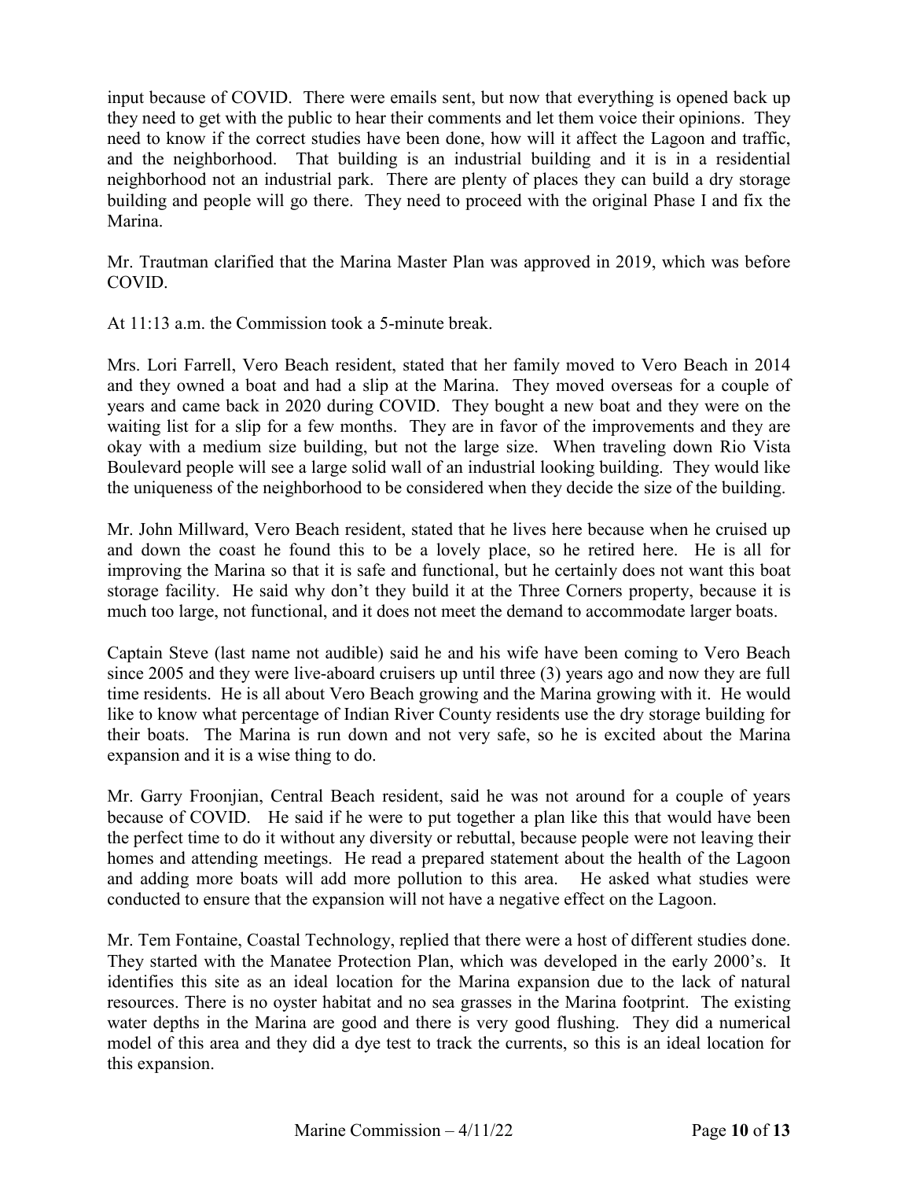input because of COVID. There were emails sent, but now that everything is opened back up they need to get with the public to hear their comments and let them voice their opinions. They need to know if the correct studies have been done, how will it affect the Lagoon and traffic, and the neighborhood. That building is an industrial building and it is in a residential neighborhood not an industrial park. There are plenty of places they can build a dry storage building and people will go there. They need to proceed with the original Phase I and fix the Marina.

Mr. Trautman clarified that the Marina Master Plan was approved in 2019, which was before COVID.

At 11:13 a.m. the Commission took a 5-minute break.

Mrs. Lori Farrell, Vero Beach resident, stated that her family moved to Vero Beach in 2014 and they owned a boat and had a slip at the Marina. They moved overseas for a couple of years and came back in 2020 during COVID. They bought a new boat and they were on the waiting list for a slip for a few months. They are in favor of the improvements and they are okay with a medium size building, but not the large size. When traveling down Rio Vista Boulevard people will see a large solid wall of an industrial looking building. They would like the uniqueness of the neighborhood to be considered when they decide the size of the building.

Mr. John Millward, Vero Beach resident, stated that he lives here because when he cruised up and down the coast he found this to be a lovely place, so he retired here. He is all for improving the Marina so that it is safe and functional, but he certainly does not want this boat storage facility. He said why don't they build it at the Three Corners property, because it is much too large, not functional, and it does not meet the demand to accommodate larger boats.

Captain Steve (last name not audible) said he and his wife have been coming to Vero Beach since 2005 and they were live-aboard cruisers up until three (3) years ago and now they are full time residents. He is all about Vero Beach growing and the Marina growing with it. He would like to know what percentage of Indian River County residents use the dry storage building for their boats. The Marina is run down and not very safe, so he is excited about the Marina expansion and it is a wise thing to do.

Mr. Garry Froonjian, Central Beach resident, said he was not around for a couple of years because of COVID. He said if he were to put together a plan like this that would have been the perfect time to do it without any diversity or rebuttal, because people were not leaving their homes and attending meetings. He read a prepared statement about the health of the Lagoon and adding more boats will add more pollution to this area. He asked what studies were conducted to ensure that the expansion will not have a negative effect on the Lagoon.

Mr. Tem Fontaine, Coastal Technology, replied that there were a host of different studies done. They started with the Manatee Protection Plan, which was developed in the early 2000's. It identifies this site as an ideal location for the Marina expansion due to the lack of natural resources. There is no oyster habitat and no sea grasses in the Marina footprint. The existing water depths in the Marina are good and there is very good flushing. They did a numerical model of this area and they did a dye test to track the currents, so this is an ideal location for this expansion.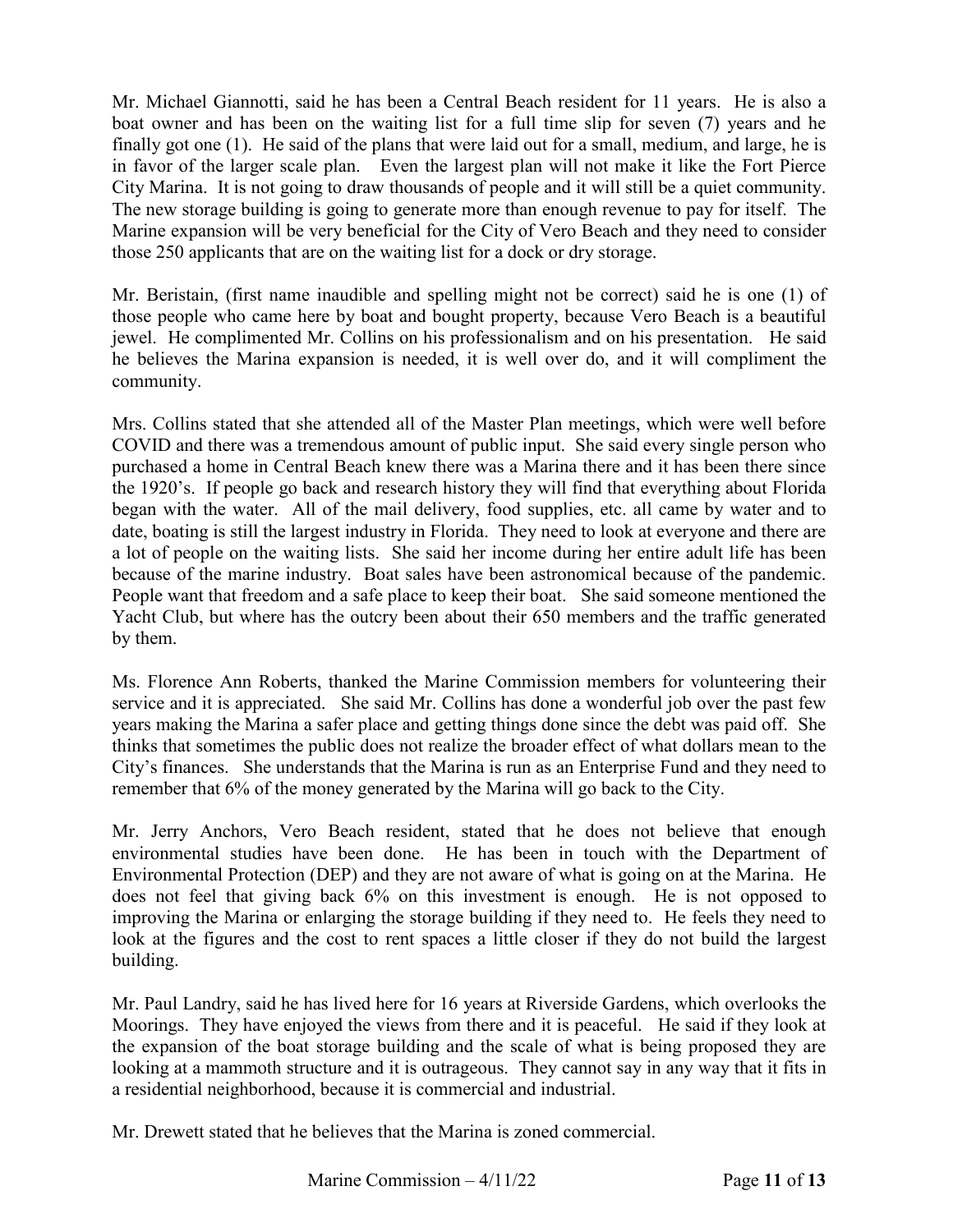Mr. Michael Giannotti, said he has been a Central Beach resident for 11 years. He is also a boat owner and has been on the waiting list for a full time slip for seven (7) years and he finally got one (1). He said of the plans that were laid out for a small, medium, and large, he is in favor of the larger scale plan. Even the largest plan will not make it like the Fort Pierce City Marina. It is not going to draw thousands of people and it will still be a quiet community. The new storage building is going to generate more than enough revenue to pay for itself. The Marine expansion will be very beneficial for the City of Vero Beach and they need to consider those 250 applicants that are on the waiting list for a dock or dry storage.

Mr. Beristain, (first name inaudible and spelling might not be correct) said he is one (1) of those people who came here by boat and bought property, because Vero Beach is a beautiful jewel. He complimented Mr. Collins on his professionalism and on his presentation. He said he believes the Marina expansion is needed, it is well over do, and it will compliment the community.

Mrs. Collins stated that she attended all of the Master Plan meetings, which were well before COVID and there was a tremendous amount of public input. She said every single person who purchased a home in Central Beach knew there was a Marina there and it has been there since the 1920's. If people go back and research history they will find that everything about Florida began with the water. All of the mail delivery, food supplies, etc. all came by water and to date, boating is still the largest industry in Florida. They need to look at everyone and there are a lot of people on the waiting lists. She said her income during her entire adult life has been because of the marine industry. Boat sales have been astronomical because of the pandemic. People want that freedom and a safe place to keep their boat. She said someone mentioned the Yacht Club, but where has the outcry been about their 650 members and the traffic generated by them.

Ms. Florence Ann Roberts, thanked the Marine Commission members for volunteering their service and it is appreciated. She said Mr. Collins has done a wonderful job over the past few years making the Marina a safer place and getting things done since the debt was paid off. She thinks that sometimes the public does not realize the broader effect of what dollars mean to the City's finances. She understands that the Marina is run as an Enterprise Fund and they need to remember that 6% of the money generated by the Marina will go back to the City.

Mr. Jerry Anchors, Vero Beach resident, stated that he does not believe that enough environmental studies have been done. He has been in touch with the Department of Environmental Protection (DEP) and they are not aware of what is going on at the Marina. He does not feel that giving back 6% on this investment is enough. He is not opposed to improving the Marina or enlarging the storage building if they need to. He feels they need to look at the figures and the cost to rent spaces a little closer if they do not build the largest building.

Mr. Paul Landry, said he has lived here for 16 years at Riverside Gardens, which overlooks the Moorings. They have enjoyed the views from there and it is peaceful. He said if they look at the expansion of the boat storage building and the scale of what is being proposed they are looking at a mammoth structure and it is outrageous. They cannot say in any way that it fits in a residential neighborhood, because it is commercial and industrial.

Mr. Drewett stated that he believes that the Marina is zoned commercial.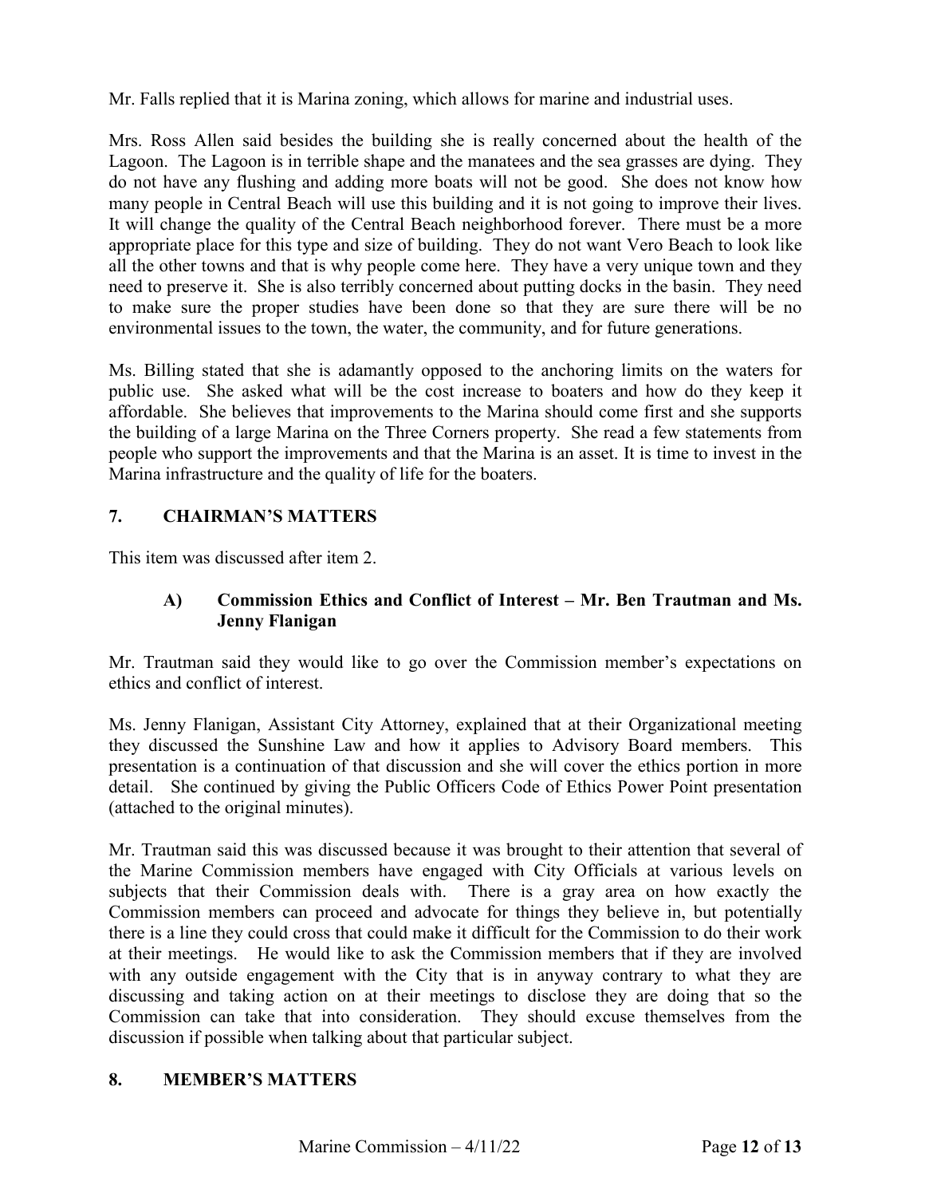Mr. Falls replied that it is Marina zoning, which allows for marine and industrial uses.

Mrs. Ross Allen said besides the building she is really concerned about the health of the Lagoon. The Lagoon is in terrible shape and the manatees and the sea grasses are dying. They do not have any flushing and adding more boats will not be good. She does not know how many people in Central Beach will use this building and it is not going to improve their lives. It will change the quality of the Central Beach neighborhood forever. There must be a more appropriate place for this type and size of building. They do not want Vero Beach to look like all the other towns and that is why people come here. They have a very unique town and they need to preserve it. She is also terribly concerned about putting docks in the basin. They need to make sure the proper studies have been done so that they are sure there will be no environmental issues to the town, the water, the community, and for future generations.

Ms. Billing stated that she is adamantly opposed to the anchoring limits on the waters for public use. She asked what will be the cost increase to boaters and how do they keep it affordable. She believes that improvements to the Marina should come first and she supports the building of a large Marina on the Three Corners property. She read a few statements from people who support the improvements and that the Marina is an asset. It is time to invest in the Marina infrastructure and the quality of life for the boaters.

## 7. CHAIRMAN'S MATTERS

This item was discussed after item 2.

### A) Commission Ethics and Conflict of Interest – Mr. Ben Trautman and Ms. Jenny Flanigan

Mr. Trautman said they would like to go over the Commission member's expectations on ethics and conflict of interest.

Ms. Jenny Flanigan, Assistant City Attorney, explained that at their Organizational meeting they discussed the Sunshine Law and how it applies to Advisory Board members. This presentation is a continuation of that discussion and she will cover the ethics portion in more detail. She continued by giving the Public Officers Code of Ethics Power Point presentation (attached to the original minutes).

Mr. Trautman said this was discussed because it was brought to their attention that several of the Marine Commission members have engaged with City Officials at various levels on subjects that their Commission deals with. There is a gray area on how exactly the Commission members can proceed and advocate for things they believe in, but potentially there is a line they could cross that could make it difficult for the Commission to do their work at their meetings. He would like to ask the Commission members that if they are involved with any outside engagement with the City that is in anyway contrary to what they are discussing and taking action on at their meetings to disclose they are doing that so the Commission can take that into consideration. They should excuse themselves from the discussion if possible when talking about that particular subject.

## 8. MEMBER'S MATTERS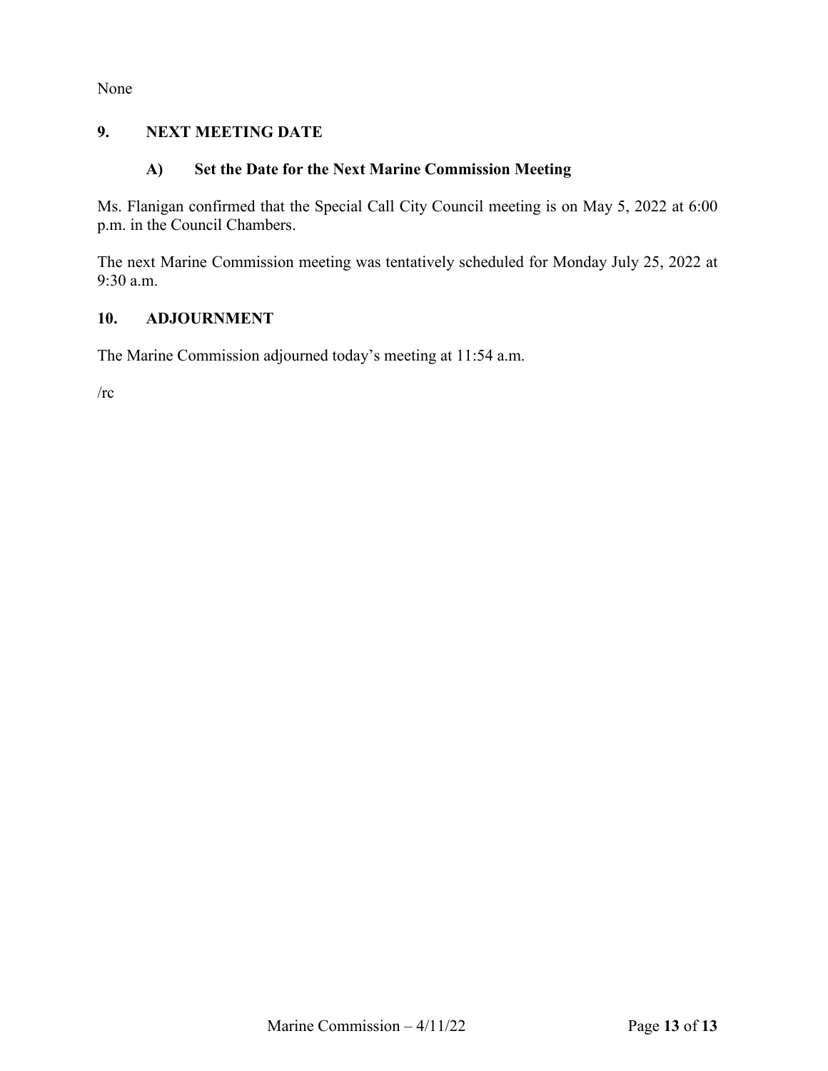None

## 9. NEXT MEETING DATE

### A) Set the Date for the Next Marine Commission Meeting

Ms. Flanigan confirmed that the Special Call City Council meeting is on May 5, 2022 at 6:00 p.m. in the Council Chambers.

The next Marine Commission meeting was tentatively scheduled for Monday July 25, 2022 at 9:30 a.m.

## 10. ADJOURNMENT

The Marine Commission adjourned today's meeting at 11:54 a.m.

/rc